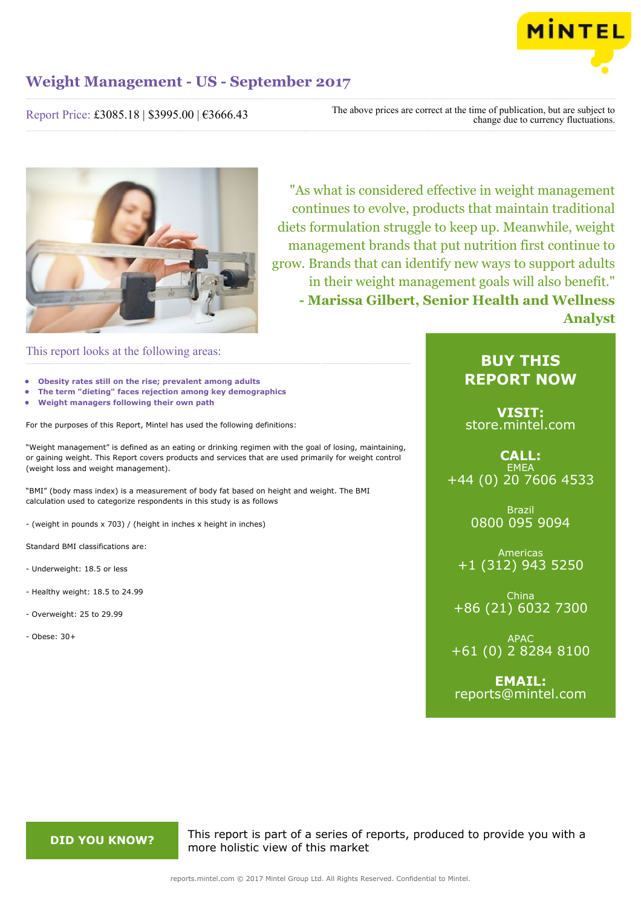# Weight Management - US - September 2017

Report Price: £3085.18 | $3995.00 | €3666.43

The above prices are correct at the time of publication, but are subject to change due to currency fluctuations.

"As what is considered effective in weight management continues to evolve, products that maintain traditional diets formulation struggle to keep up. Meanwhile, weight management brands that put nutrition first continue to grow. Brands that can identify new ways to support adults in their weight management goals will also benefit."
**- Marissa Gilbert, Senior Health and Wellness Analyst**

## This report looks at the following areas:

- **Obesity rates still on the rise; prevalent among adults**
- **The term "dieting" faces rejection among key demographics**
- **Weight managers following their own path**

For the purposes of this Report, Mintel has used the following definitions:

"Weight management" is defined as an eating or drinking regimen with the goal of losing, maintaining, or gaining weight. This Report covers products and services that are used primarily for weight control (weight loss and weight management).

"BMI" (body mass index) is a measurement of body fat based on height and weight. The BMI calculation used to categorize respondents in this study is as follows

- (weight in pounds x 703) / (height in inches x height in inches)

Standard BMI classifications are:

- Underweight: 18.5 or less

- Healthy weight: 18.5 to 24.99

- Overweight: 25 to 29.99

- Obese: 30+

**BUY THIS REPORT NOW**

**VISIT:**
store.mintel.com

**CALL:**
EMEA
+44 (0) 20 7606 4533

Brazil
0800 095 9094

Americas
+1 (312) 943 5250

China
+86 (21) 6032 7300

APAC
+61 (0) 2 8284 8100

**EMAIL:**
reports@mintel.com

**DID YOU KNOW?**

This report is part of a series of reports, produced to provide you with a more holistic view of this market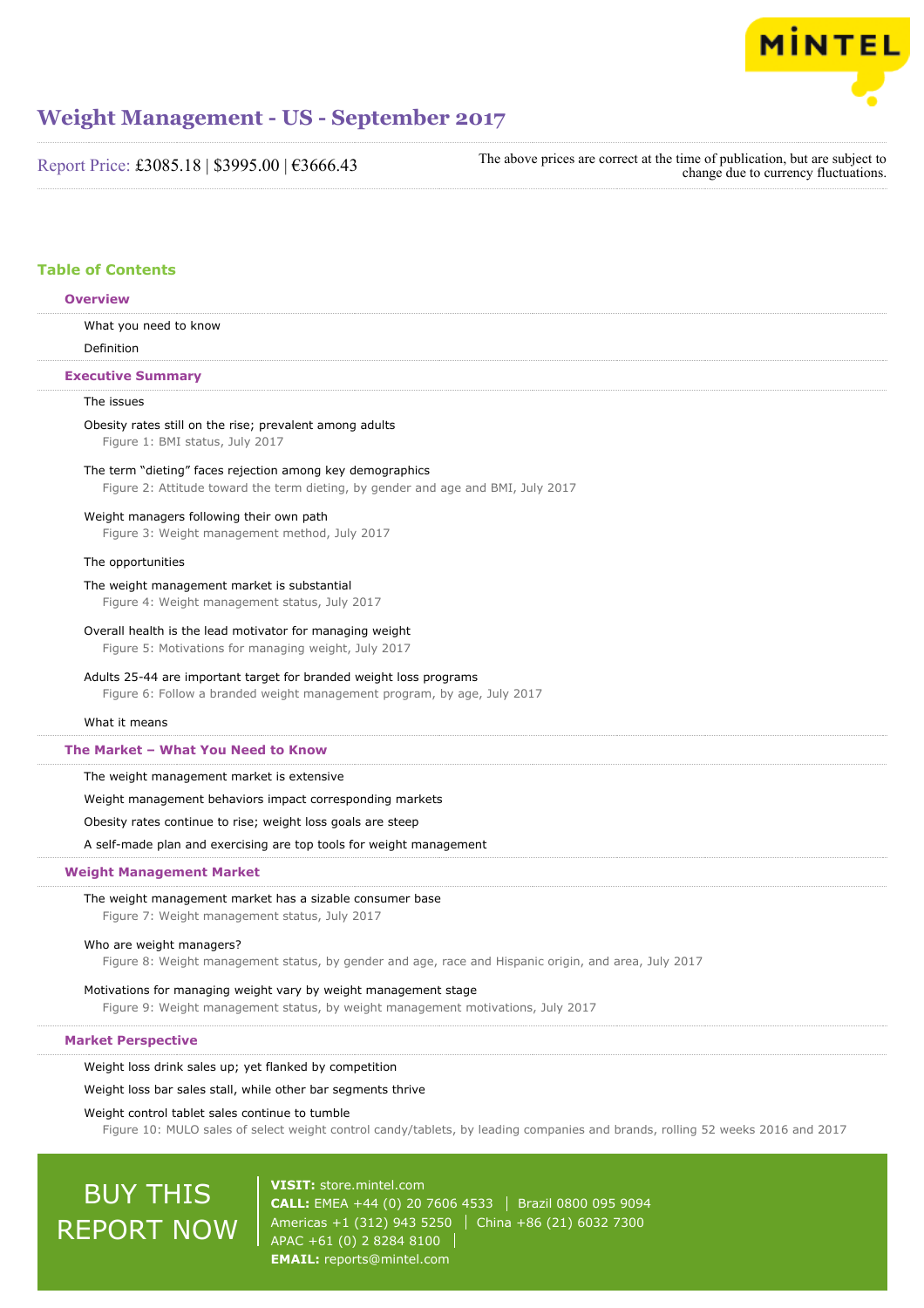# Weight Management - US - September 2017

Report Price: £3085.18 | $3995.00 | €3666.43

The above prices are correct at the time of publication, but are subject to change due to currency fluctuations.

## Table of Contents

### Overview

What you need to know

Definition

### Executive Summary

The issues

Obesity rates still on the rise; prevalent among adults
Figure 1: BMI status, July 2017

The term "dieting" faces rejection among key demographics
Figure 2: Attitude toward the term dieting, by gender and age and BMI, July 2017

Weight managers following their own path
Figure 3: Weight management method, July 2017

The opportunities

The weight management market is substantial
Figure 4: Weight management status, July 2017

Overall health is the lead motivator for managing weight
Figure 5: Motivations for managing weight, July 2017

Adults 25-44 are important target for branded weight loss programs
Figure 6: Follow a branded weight management program, by age, July 2017

What it means

### The Market – What You Need to Know

The weight management market is extensive

Weight management behaviors impact corresponding markets

Obesity rates continue to rise; weight loss goals are steep

A self-made plan and exercising are top tools for weight management

### Weight Management Market

The weight management market has a sizable consumer base
Figure 7: Weight management status, July 2017

Who are weight managers?
Figure 8: Weight management status, by gender and age, race and Hispanic origin, and area, July 2017

Motivations for managing weight vary by weight management stage
Figure 9: Weight management status, by weight management motivations, July 2017

### Market Perspective

Weight loss drink sales up; yet flanked by competition

Weight loss bar sales stall, while other bar segments thrive

Weight control tablet sales continue to tumble
Figure 10: MULO sales of select weight control candy/tablets, by leading companies and brands, rolling 52 weeks 2016 and 2017

BUY THIS REPORT NOW

**VISIT:** store.mintel.com
**CALL:** EMEA +44 (0) 20 7606 4533 | Brazil 0800 095 9094
Americas +1 (312) 943 5250 | China +86 (21) 6032 7300
APAC +61 (0) 2 8284 8100 |
**EMAIL:** reports@mintel.com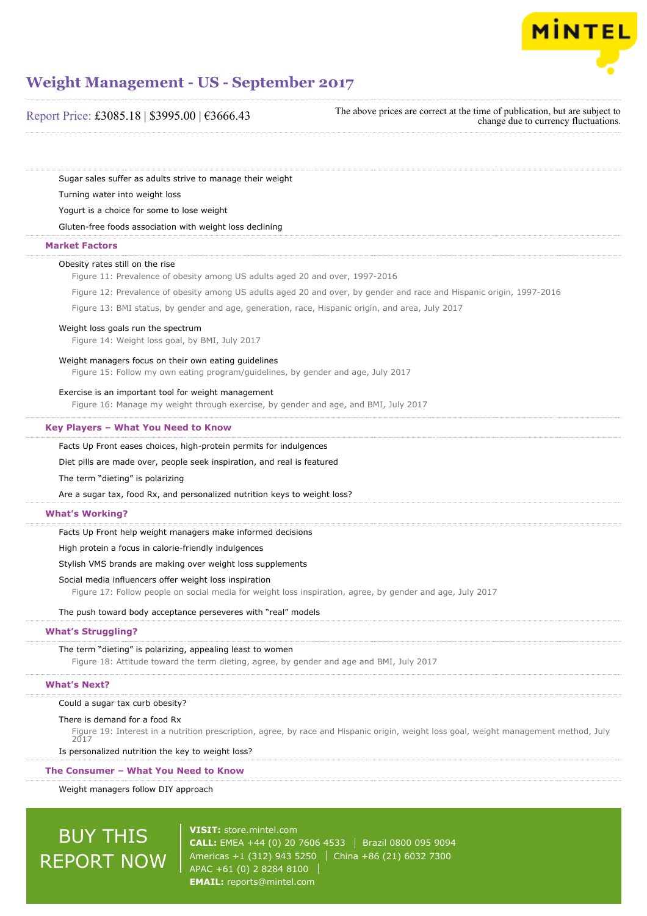Sugar sales suffer as adults strive to manage their weight

Turning water into weight loss

Yogurt is a choice for some to lose weight

Gluten-free foods association with weight loss declining

## Market Factors

Obesity rates still on the rise

Figure 11: Prevalence of obesity among US adults aged 20 and over, 1997-2016

Figure 12: Prevalence of obesity among US adults aged 20 and over, by gender and race and Hispanic origin, 1997-2016

Figure 13: BMI status, by gender and age, generation, race, Hispanic origin, and area, July 2017

Weight loss goals run the spectrum

Figure 14: Weight loss goal, by BMI, July 2017

Weight managers focus on their own eating guidelines

Figure 15: Follow my own eating program/guidelines, by gender and age, July 2017

Exercise is an important tool for weight management

Figure 16: Manage my weight through exercise, by gender and age, and BMI, July 2017

## Key Players – What You Need to Know

Facts Up Front eases choices, high-protein permits for indulgences

Diet pills are made over, people seek inspiration, and real is featured

The term "dieting" is polarizing

Are a sugar tax, food Rx, and personalized nutrition keys to weight loss?

## What's Working?

Facts Up Front help weight managers make informed decisions

High protein a focus in calorie-friendly indulgences

Stylish VMS brands are making over weight loss supplements

Social media influencers offer weight loss inspiration

Figure 17: Follow people on social media for weight loss inspiration, agree, by gender and age, July 2017

The push toward body acceptance perseveres with "real" models

## What's Struggling?

The term "dieting" is polarizing, appealing least to women

Figure 18: Attitude toward the term dieting, agree, by gender and age and BMI, July 2017

## What's Next?

Could a sugar tax curb obesity?

There is demand for a food Rx

Figure 19: Interest in a nutrition prescription, agree, by race and Hispanic origin, weight loss goal, weight management method, July 2017

Is personalized nutrition the key to weight loss?

## The Consumer – What You Need to Know

Weight managers follow DIY approach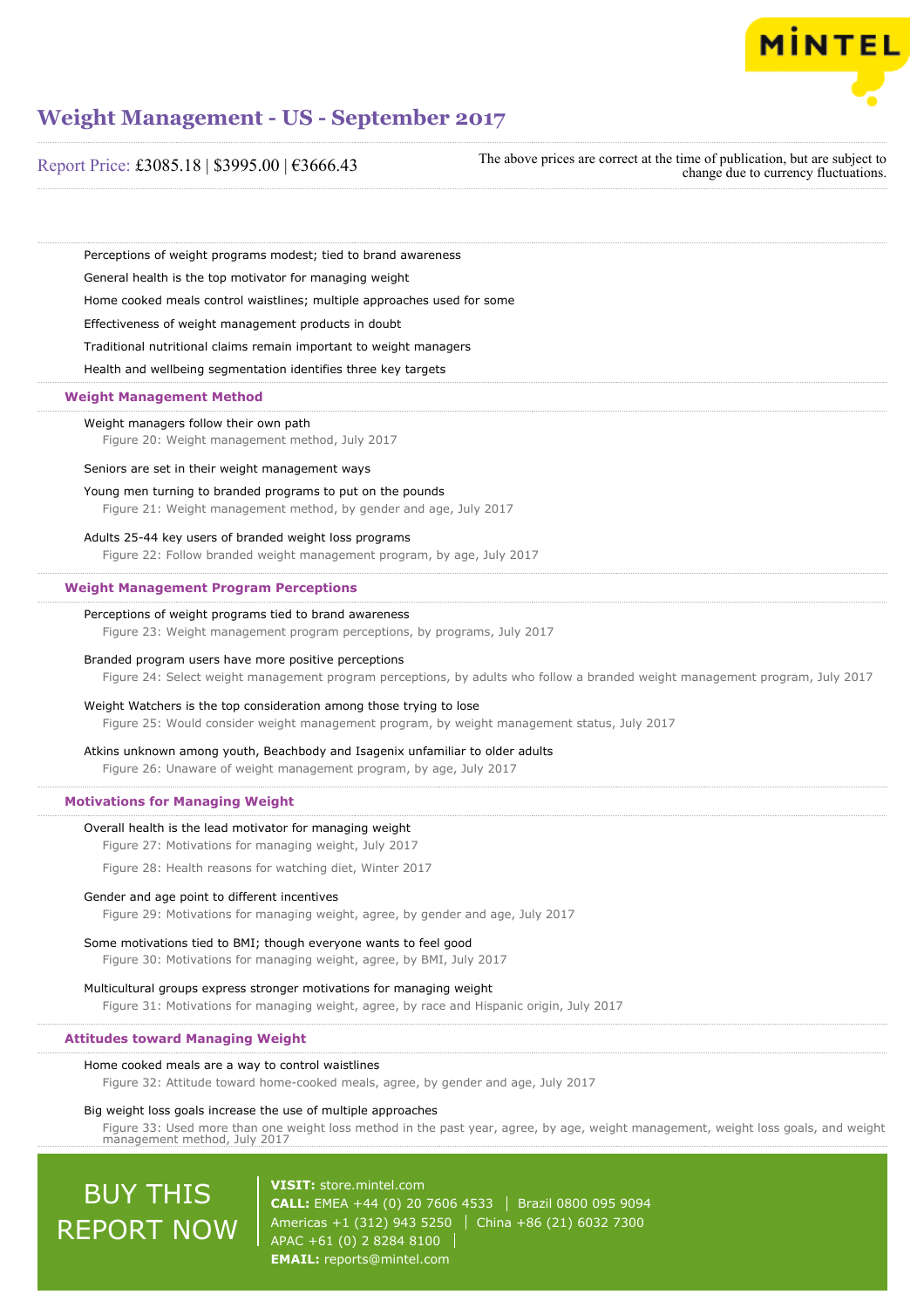Perceptions of weight programs modest; tied to brand awareness

General health is the top motivator for managing weight

Home cooked meals control waistlines; multiple approaches used for some

Effectiveness of weight management products in doubt

Traditional nutritional claims remain important to weight managers

Health and wellbeing segmentation identifies three key targets

### Weight Management Method

Weight managers follow their own path
Figure 20: Weight management method, July 2017

Seniors are set in their weight management ways

Young men turning to branded programs to put on the pounds
Figure 21: Weight management method, by gender and age, July 2017

Adults 25-44 key users of branded weight loss programs
Figure 22: Follow branded weight management program, by age, July 2017

### Weight Management Program Perceptions

Perceptions of weight programs tied to brand awareness
Figure 23: Weight management program perceptions, by programs, July 2017

Branded program users have more positive perceptions
Figure 24: Select weight management program perceptions, by adults who follow a branded weight management program, July 2017

Weight Watchers is the top consideration among those trying to lose
Figure 25: Would consider weight management program, by weight management status, July 2017

Atkins unknown among youth, Beachbody and Isagenix unfamiliar to older adults
Figure 26: Unaware of weight management program, by age, July 2017

### Motivations for Managing Weight

Overall health is the lead motivator for managing weight
Figure 27: Motivations for managing weight, July 2017
Figure 28: Health reasons for watching diet, Winter 2017

Gender and age point to different incentives
Figure 29: Motivations for managing weight, agree, by gender and age, July 2017

Some motivations tied to BMI; though everyone wants to feel good
Figure 30: Motivations for managing weight, agree, by BMI, July 2017

Multicultural groups express stronger motivations for managing weight
Figure 31: Motivations for managing weight, agree, by race and Hispanic origin, July 2017

### Attitudes toward Managing Weight

Home cooked meals are a way to control waistlines
Figure 32: Attitude toward home-cooked meals, agree, by gender and age, July 2017

Big weight loss goals increase the use of multiple approaches
Figure 33: Used more than one weight loss method in the past year, agree, by age, weight management, weight loss goals, and weight management method, July 2017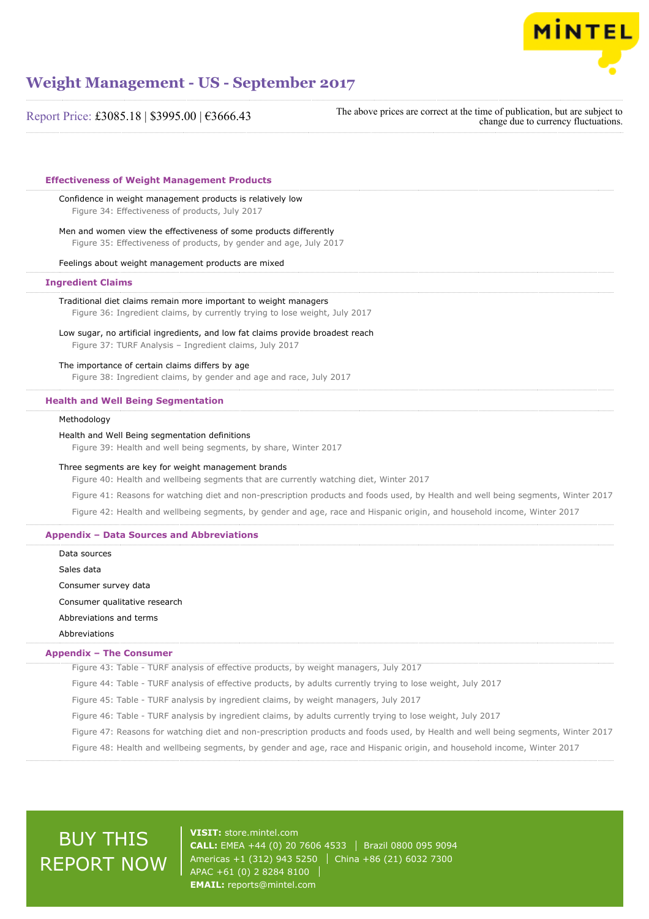## Effectiveness of Weight Management Products

Confidence in weight management products is relatively low

Figure 34: Effectiveness of products, July 2017

Men and women view the effectiveness of some products differently

Figure 35: Effectiveness of products, by gender and age, July 2017

Feelings about weight management products are mixed

## Ingredient Claims

Traditional diet claims remain more important to weight managers

Figure 36: Ingredient claims, by currently trying to lose weight, July 2017

Low sugar, no artificial ingredients, and low fat claims provide broadest reach

Figure 37: TURF Analysis – Ingredient claims, July 2017

The importance of certain claims differs by age

Figure 38: Ingredient claims, by gender and age and race, July 2017

## Health and Well Being Segmentation

Methodology

Health and Well Being segmentation definitions

Figure 39: Health and well being segments, by share, Winter 2017

Three segments are key for weight management brands

Figure 40: Health and wellbeing segments that are currently watching diet, Winter 2017

Figure 41: Reasons for watching diet and non-prescription products and foods used, by Health and well being segments, Winter 2017

Figure 42: Health and wellbeing segments, by gender and age, race and Hispanic origin, and household income, Winter 2017

## Appendix – Data Sources and Abbreviations

Data sources

Sales data

Consumer survey data

Consumer qualitative research

Abbreviations and terms

Abbreviations

## Appendix – The Consumer

Figure 43: Table - TURF analysis of effective products, by weight managers, July 2017

Figure 44: Table - TURF analysis of effective products, by adults currently trying to lose weight, July 2017

Figure 45: Table - TURF analysis by ingredient claims, by weight managers, July 2017

Figure 46: Table - TURF analysis by ingredient claims, by adults currently trying to lose weight, July 2017

Figure 47: Reasons for watching diet and non-prescription products and foods used, by Health and well being segments, Winter 2017

Figure 48: Health and wellbeing segments, by gender and age, race and Hispanic origin, and household income, Winter 2017

BUY THIS REPORT NOW

**VISIT:** store.mintel.com
**CALL:** EMEA +44 (0) 20 7606 4533 | Brazil 0800 095 9094
Americas +1 (312) 943 5250 | China +86 (21) 6032 7300
APAC +61 (0) 2 8284 8100
**EMAIL:** reports@mintel.com